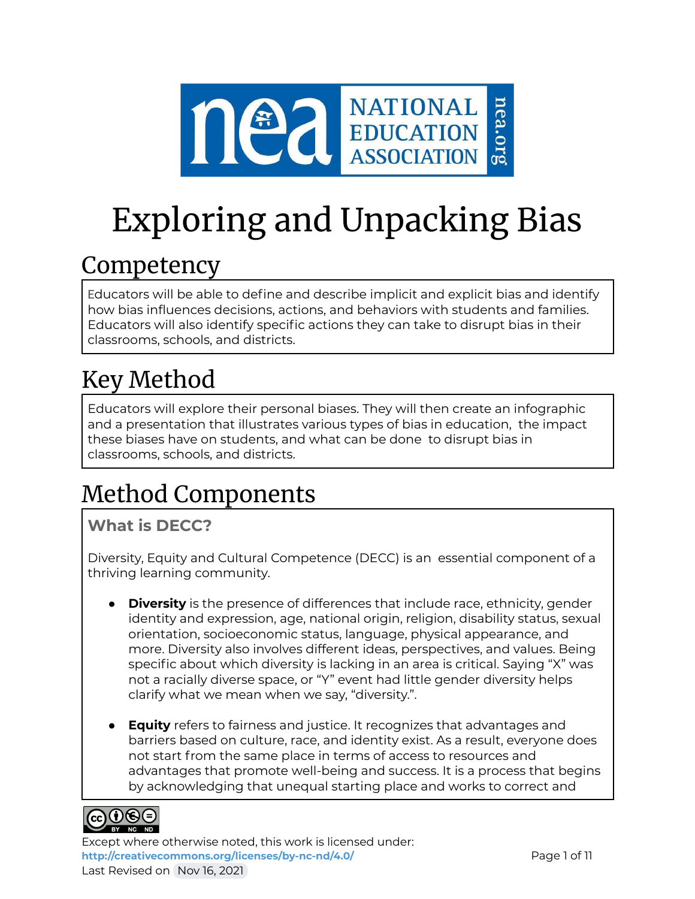# Exploring and Unpacking Bias

## Competency

Educators will be able to define and describe implicit and explicit bias and identify how bias influences decisions, actions, and behaviors with students and families. Educators will also identify specific actions they can take to disrupt bias in their classrooms, schools, and districts.

## Key Method

Educators will explore their personal biases. They will then create an infographic and a presentation that illustrates various types of bias in education, the impact these biases have on students, and what can be done to disrupt bias in classrooms, schools, and districts.

## Method Components

### What is DECC?

Diversity, Equity and Cultural Competence (DECC) is an essential component of a thriving learning community.

- **Diversity** is the presence of differences that include race, ethnicity, gender identity and expression, age, national origin, religion, disability status, sexual orientation, socioeconomic status, language, physical appearance, and more. Diversity also involves different ideas, perspectives, and values. Being specific about which diversity is lacking in an area is critical. Saying "X" was not a racially diverse space, or "Y" event had little gender diversity helps clarify what we mean when we say, "diversity.".

- **Equity** refers to fairness and justice. It recognizes that advantages and barriers based on culture, race, and identity exist. As a result, everyone does not start from the same place in terms of access to resources and advantages that promote well-being and success. It is a process that begins by acknowledging that unequal starting place and works to correct and

Except where otherwise noted, this work is licensed under: http://creativecommons.org/licenses/by-nc-nd/4.0/

Last Revised on Nov 16, 2021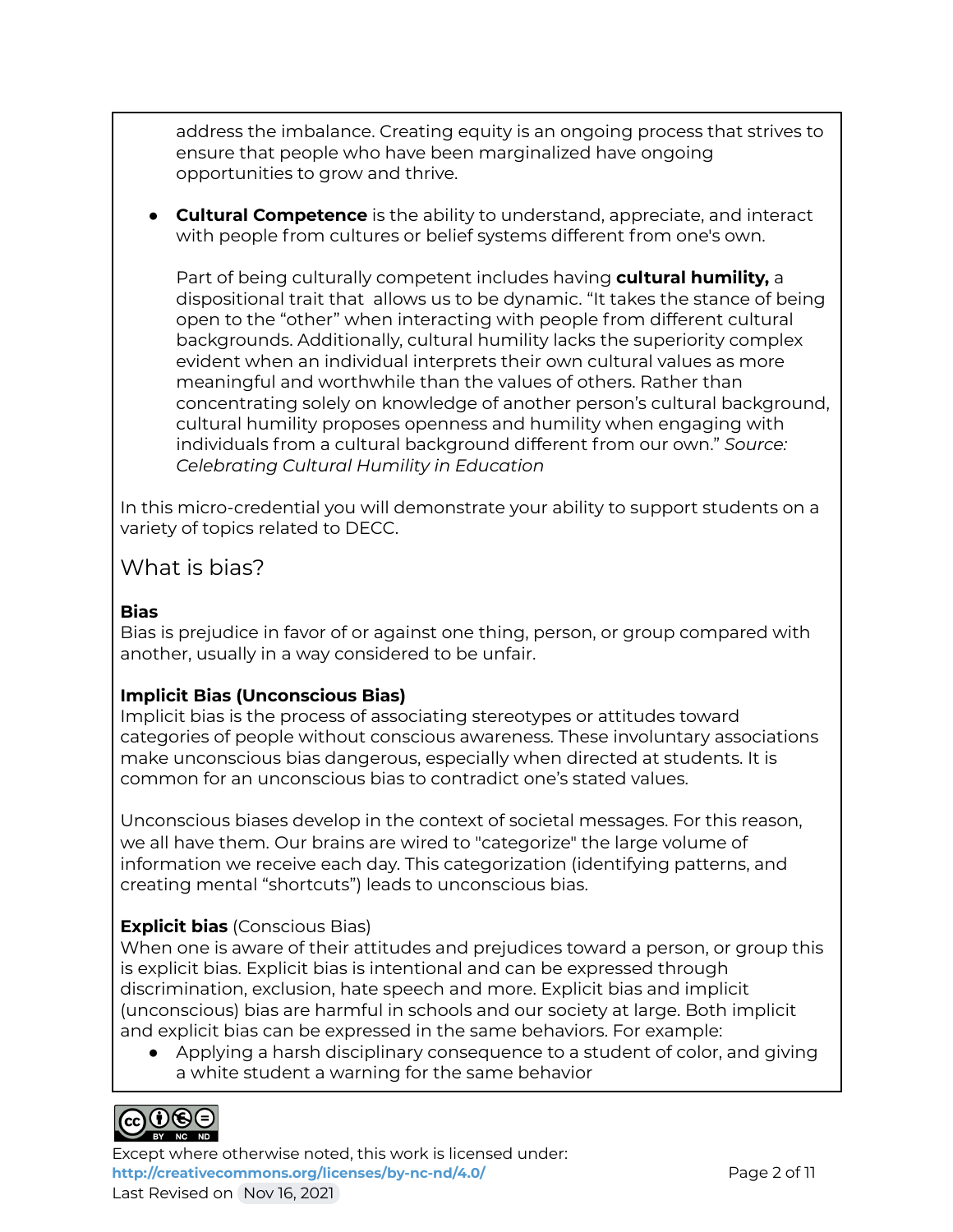address the imbalance. Creating equity is an ongoing process that strives to ensure that people who have been marginalized have ongoing opportunities to grow and thrive.

- **Cultural Competence** is the ability to understand, appreciate, and interact with people from cultures or belief systems different from one's own.

  Part of being culturally competent includes having **cultural humility,** a dispositional trait that allows us to be dynamic. "It takes the stance of being open to the "other" when interacting with people from different cultural backgrounds. Additionally, cultural humility lacks the superiority complex evident when an individual interprets their own cultural values as more meaningful and worthwhile than the values of others. Rather than concentrating solely on knowledge of another person's cultural background, cultural humility proposes openness and humility when engaging with individuals from a cultural background different from our own." *Source: Celebrating Cultural Humility in Education*

In this micro-credential you will demonstrate your ability to support students on a variety of topics related to DECC.

## What is bias?

**Bias**
Bias is prejudice in favor of or against one thing, person, or group compared with another, usually in a way considered to be unfair.

**Implicit Bias (Unconscious Bias)**
Implicit bias is the process of associating stereotypes or attitudes toward categories of people without conscious awareness. These involuntary associations make unconscious bias dangerous, especially when directed at students. It is common for an unconscious bias to contradict one's stated values.

Unconscious biases develop in the context of societal messages. For this reason, we all have them. Our brains are wired to "categorize" the large volume of information we receive each day. This categorization (identifying patterns, and creating mental "shortcuts") leads to unconscious bias.

**Explicit bias** (Conscious Bias)
When one is aware of their attitudes and prejudices toward a person, or group this is explicit bias. Explicit bias is intentional and can be expressed through discrimination, exclusion, hate speech and more. Explicit bias and implicit (unconscious) bias are harmful in schools and our society at large. Both implicit and explicit bias can be expressed in the same behaviors. For example:

- Applying a harsh disciplinary consequence to a student of color, and giving a white student a warning for the same behavior

Except where otherwise noted, this work is licensed under:
**http://creativecommons.org/licenses/by-nc-nd/4.0/**
Last Revised on Nov 16, 2021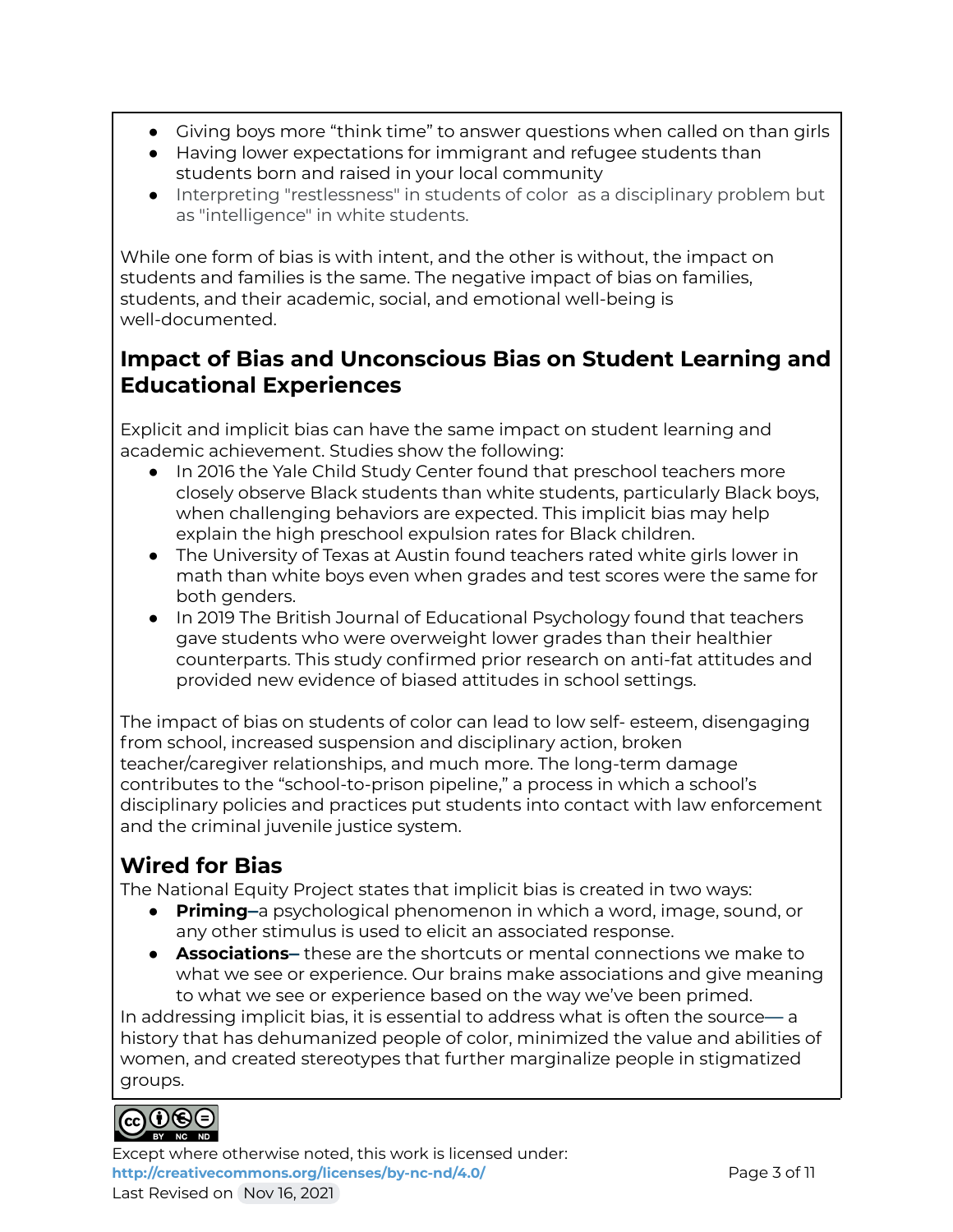- Giving boys more "think time" to answer questions when called on than girls
- Having lower expectations for immigrant and refugee students than students born and raised in your local community
- Interpreting "restlessness" in students of color as a disciplinary problem but as "intelligence" in white students.

While one form of bias is with intent, and the other is without, the impact on students and families is the same. The negative impact of bias on families, students, and their academic, social, and emotional well-being is well-documented.

## Impact of Bias and Unconscious Bias on Student Learning and Educational Experiences

Explicit and implicit bias can have the same impact on student learning and academic achievement. Studies show the following:

- In 2016 the Yale Child Study Center found that preschool teachers more closely observe Black students than white students, particularly Black boys, when challenging behaviors are expected. This implicit bias may help explain the high preschool expulsion rates for Black children.
- The University of Texas at Austin found teachers rated white girls lower in math than white boys even when grades and test scores were the same for both genders.
- In 2019 The British Journal of Educational Psychology found that teachers gave students who were overweight lower grades than their healthier counterparts. This study confirmed prior research on anti-fat attitudes and provided new evidence of biased attitudes in school settings.

The impact of bias on students of color can lead to low self- esteem, disengaging from school, increased suspension and disciplinary action, broken teacher/caregiver relationships, and much more. The long-term damage contributes to the "school-to-prison pipeline," a process in which a school's disciplinary policies and practices put students into contact with law enforcement and the criminal juvenile justice system.

## Wired for Bias

The National Equity Project states that implicit bias is created in two ways:

- **Priming**–a psychological phenomenon in which a word, image, sound, or any other stimulus is used to elicit an associated response.
- **Associations**– these are the shortcuts or mental connections we make to what we see or experience. Our brains make associations and give meaning to what we see or experience based on the way we've been primed.

In addressing implicit bias, it is essential to address what is often the source— a history that has dehumanized people of color, minimized the value and abilities of women, and created stereotypes that further marginalize people in stigmatized groups.

Except where otherwise noted, this work is licensed under:
http://creativecommons.org/licenses/by-nc-nd/4.0/
Last Revised on Nov 16, 2021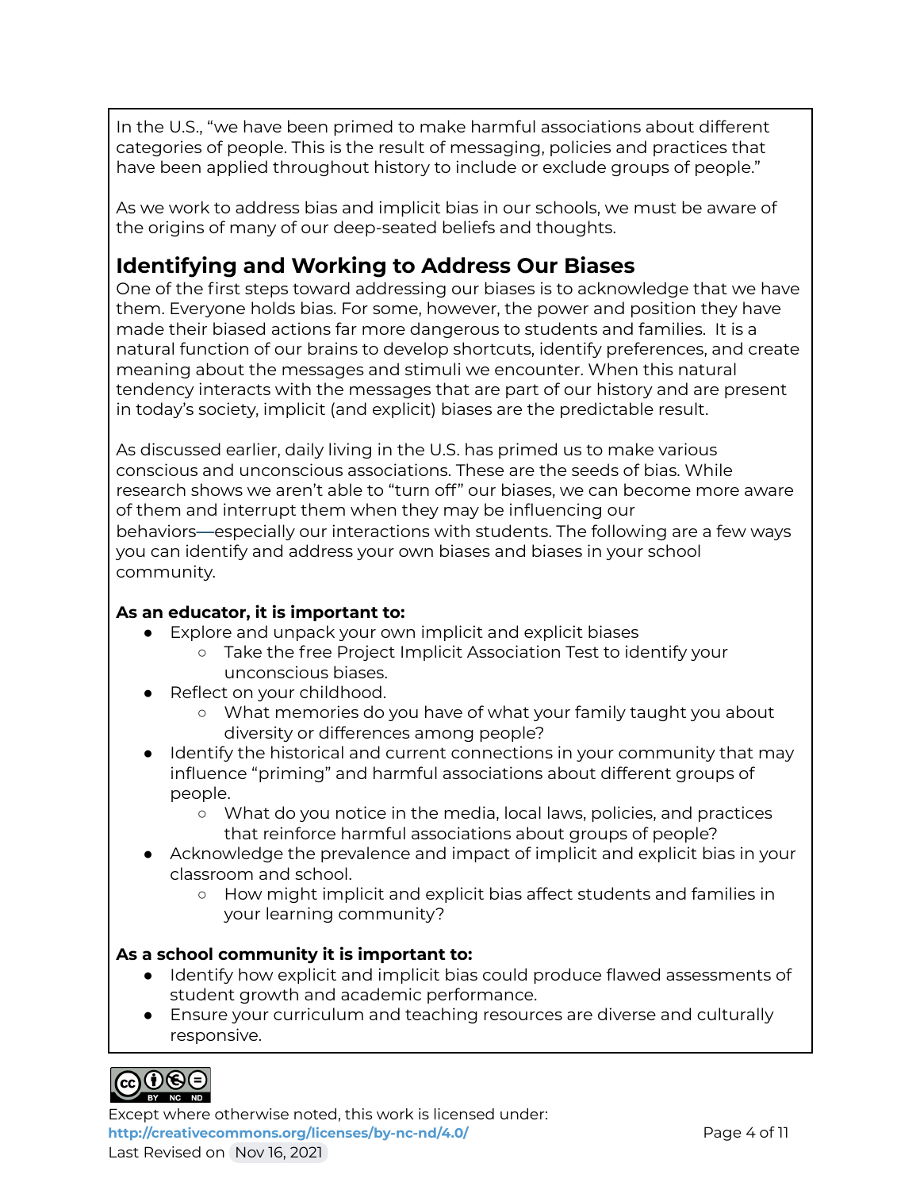In the U.S., "we have been primed to make harmful associations about different categories of people. This is the result of messaging, policies and practices that have been applied throughout history to include or exclude groups of people."

As we work to address bias and implicit bias in our schools, we must be aware of the origins of many of our deep-seated beliefs and thoughts.

## Identifying and Working to Address Our Biases

One of the first steps toward addressing our biases is to acknowledge that we have them. Everyone holds bias. For some, however, the power and position they have made their biased actions far more dangerous to students and families. It is a natural function of our brains to develop shortcuts, identify preferences, and create meaning about the messages and stimuli we encounter. When this natural tendency interacts with the messages that are part of our history and are present in today's society, implicit (and explicit) biases are the predictable result.

As discussed earlier, daily living in the U.S. has primed us to make various conscious and unconscious associations. These are the seeds of bias. While research shows we aren't able to "turn off" our biases, we can become more aware of them and interrupt them when they may be influencing our behaviors—especially our interactions with students. The following are a few ways you can identify and address your own biases and biases in your school community.

**As an educator, it is important to:**

- Explore and unpack your own implicit and explicit biases
  - Take the free Project Implicit Association Test to identify your unconscious biases.
- Reflect on your childhood.
  - What memories do you have of what your family taught you about diversity or differences among people?
- Identify the historical and current connections in your community that may influence "priming" and harmful associations about different groups of people.
  - What do you notice in the media, local laws, policies, and practices that reinforce harmful associations about groups of people?
- Acknowledge the prevalence and impact of implicit and explicit bias in your classroom and school.
  - How might implicit and explicit bias affect students and families in your learning community?

**As a school community it is important to:**

- Identify how explicit and implicit bias could produce flawed assessments of student growth and academic performance.
- Ensure your curriculum and teaching resources are diverse and culturally responsive.

Except where otherwise noted, this work is licensed under: http://creativecommons.org/licenses/by-nc-nd/4.0/
Last Revised on Nov 16, 2021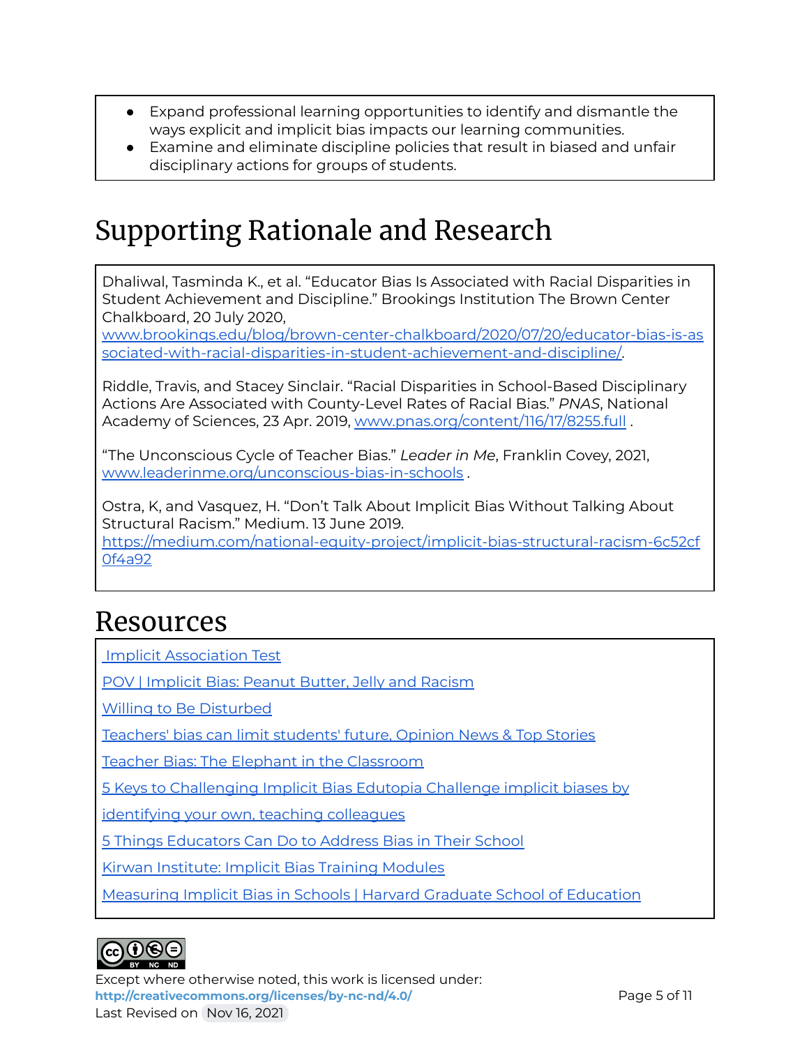- Expand professional learning opportunities to identify and dismantle the ways explicit and implicit bias impacts our learning communities.
- Examine and eliminate discipline policies that result in biased and unfair disciplinary actions for groups of students.

# Supporting Rationale and Research

Dhaliwal, Tasminda K., et al. “Educator Bias Is Associated with Racial Disparities in Student Achievement and Discipline.” Brookings Institution The Brown Center Chalkboard, 20 July 2020, [www.brookings.edu/blog/brown-center-chalkboard/2020/07/20/educator-bias-is-associated-with-racial-disparities-in-student-achievement-and-discipline/](www.brookings.edu/blog/brown-center-chalkboard/2020/07/20/educator-bias-is-associated-with-racial-disparities-in-student-achievement-and-discipline/).

Riddle, Travis, and Stacey Sinclair. “Racial Disparities in School-Based Disciplinary Actions Are Associated with County-Level Rates of Racial Bias.” *PNAS*, National Academy of Sciences, 23 Apr. 2019, [www.pnas.org/content/116/17/8255.full](www.pnas.org/content/116/17/8255.full) .

“The Unconscious Cycle of Teacher Bias.” *Leader in Me*, Franklin Covey, 2021, [www.leaderinme.org/unconscious-bias-in-schools](www.leaderinme.org/unconscious-bias-in-schools) .

Ostra, K, and Vasquez, H. “Don’t Talk About Implicit Bias Without Talking About Structural Racism.” Medium. 13 June 2019. [https://medium.com/national-equity-project/implicit-bias-structural-racism-6c52cf0f4a92](https://medium.com/national-equity-project/implicit-bias-structural-racism-6c52cf0f4a92)

# Resources

Implicit Association Test

POV | Implicit Bias: Peanut Butter, Jelly and Racism

Willing to Be Disturbed

Teachers' bias can limit students' future, Opinion News & Top Stories

Teacher Bias: The Elephant in the Classroom

5 Keys to Challenging Implicit Bias Edutopia Challenge implicit biases by identifying your own, teaching colleagues

5 Things Educators Can Do to Address Bias in Their School

Kirwan Institute: Implicit Bias Training Modules

Measuring Implicit Bias in Schools | Harvard Graduate School of Education

Except where otherwise noted, this work is licensed under:
**http://creativecommons.org/licenses/by-nc-nd/4.0/**
Last Revised on Nov 16, 2021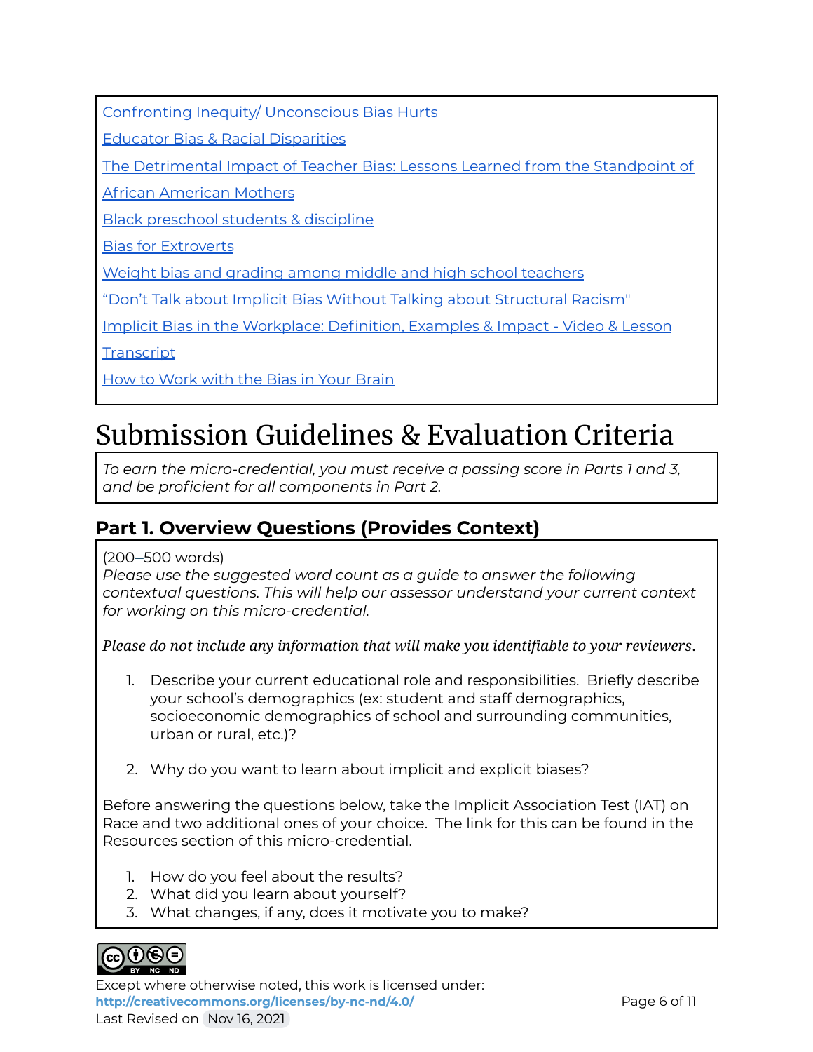Confronting Inequity/ Unconscious Bias Hurts

Educator Bias & Racial Disparities

The Detrimental Impact of Teacher Bias: Lessons Learned from the Standpoint of African American Mothers

Black preschool students & discipline

Bias for Extroverts

Weight bias and grading among middle and high school teachers

"Don't Talk about Implicit Bias Without Talking about Structural Racism"

Implicit Bias in the Workplace: Definition, Examples & Impact - Video & Lesson Transcript

How to Work with the Bias in Your Brain

# Submission Guidelines & Evaluation Criteria

*To earn the micro-credential, you must receive a passing score in Parts 1 and 3, and be proficient for all components in Part 2.*

## Part 1. Overview Questions (Provides Context)

(200–500 words)
*Please use the suggested word count as a guide to answer the following contextual questions. This will help our assessor understand your current context for working on this micro-credential.*

*Please do not include any information that will make you identifiable to your reviewers.*

1. Describe your current educational role and responsibilities. Briefly describe your school's demographics (ex: student and staff demographics, socioeconomic demographics of school and surrounding communities, urban or rural, etc.)?
2. Why do you want to learn about implicit and explicit biases?

Before answering the questions below, take the Implicit Association Test (IAT) on Race and two additional ones of your choice. The link for this can be found in the Resources section of this micro-credential.

1. How do you feel about the results?
2. What did you learn about yourself?
3. What changes, if any, does it motivate you to make?

Except where otherwise noted, this work is licensed under:
**http://creativecommons.org/licenses/by-nc-nd/4.0/**
Last Revised on Nov 16, 2021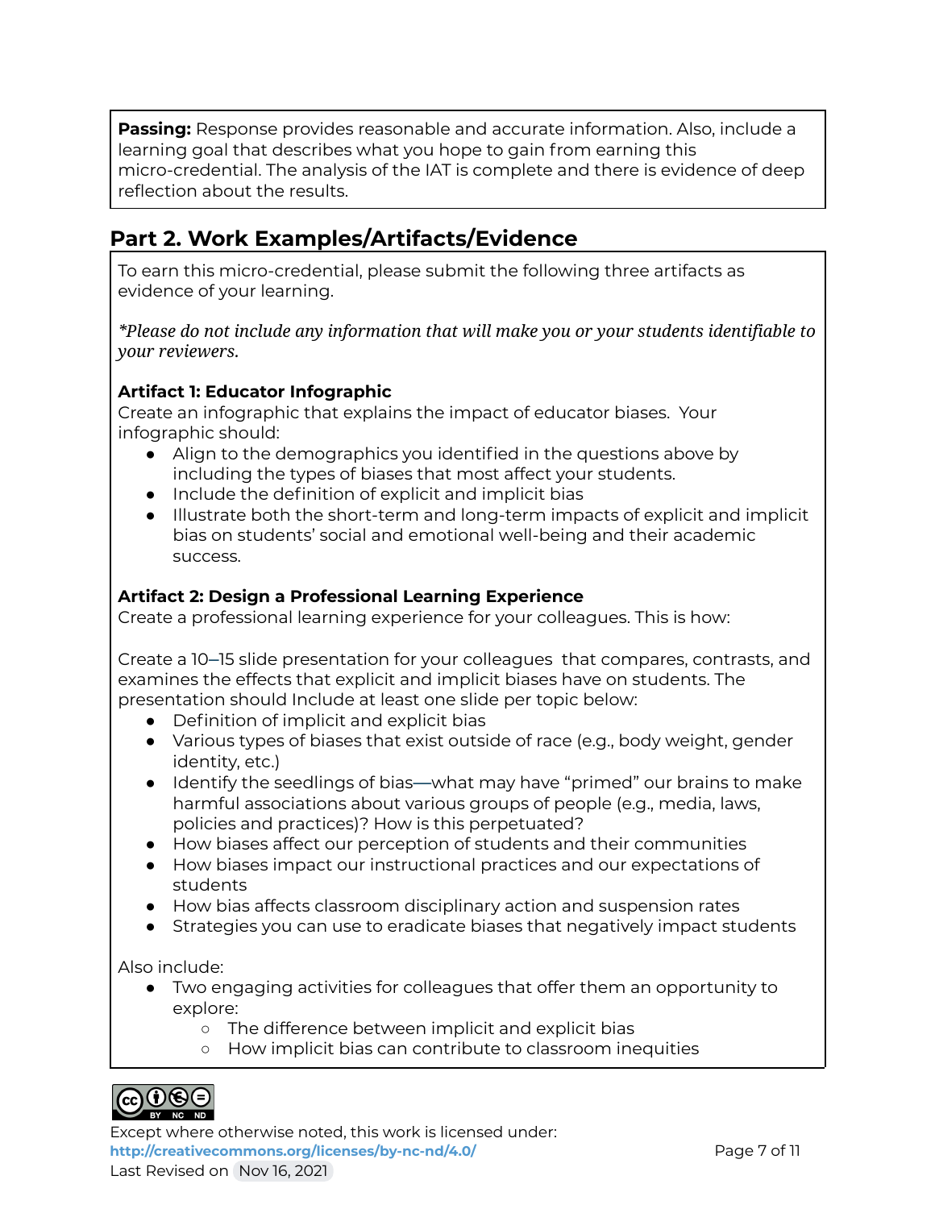**Passing:** Response provides reasonable and accurate information. Also, include a learning goal that describes what you hope to gain from earning this micro-credential. The analysis of the IAT is complete and there is evidence of deep reflection about the results.

## Part 2. Work Examples/Artifacts/Evidence

To earn this micro-credential, please submit the following three artifacts as evidence of your learning.

*\*Please do not include any information that will make you or your students identifiable to your reviewers.*

**Artifact 1: Educator Infographic**

Create an infographic that explains the impact of educator biases. Your infographic should:

- Align to the demographics you identified in the questions above by including the types of biases that most affect your students.
- Include the definition of explicit and implicit bias
- Illustrate both the short-term and long-term impacts of explicit and implicit bias on students' social and emotional well-being and their academic success.

**Artifact 2: Design a Professional Learning Experience**

Create a professional learning experience for your colleagues. This is how:

Create a 10–15 slide presentation for your colleagues that compares, contrasts, and examines the effects that explicit and implicit biases have on students. The presentation should Include at least one slide per topic below:

- Definition of implicit and explicit bias
- Various types of biases that exist outside of race (e.g., body weight, gender identity, etc.)
- Identify the seedlings of bias—what may have "primed" our brains to make harmful associations about various groups of people (e.g., media, laws, policies and practices)? How is this perpetuated?
- How biases affect our perception of students and their communities
- How biases impact our instructional practices and our expectations of students
- How bias affects classroom disciplinary action and suspension rates
- Strategies you can use to eradicate biases that negatively impact students

Also include:

- Two engaging activities for colleagues that offer them an opportunity to explore:
    - The difference between implicit and explicit bias
    - How implicit bias can contribute to classroom inequities

Except where otherwise noted, this work is licensed under:
http://creativecommons.org/licenses/by-nc-nd/4.0/
Last Revised on Nov 16, 2021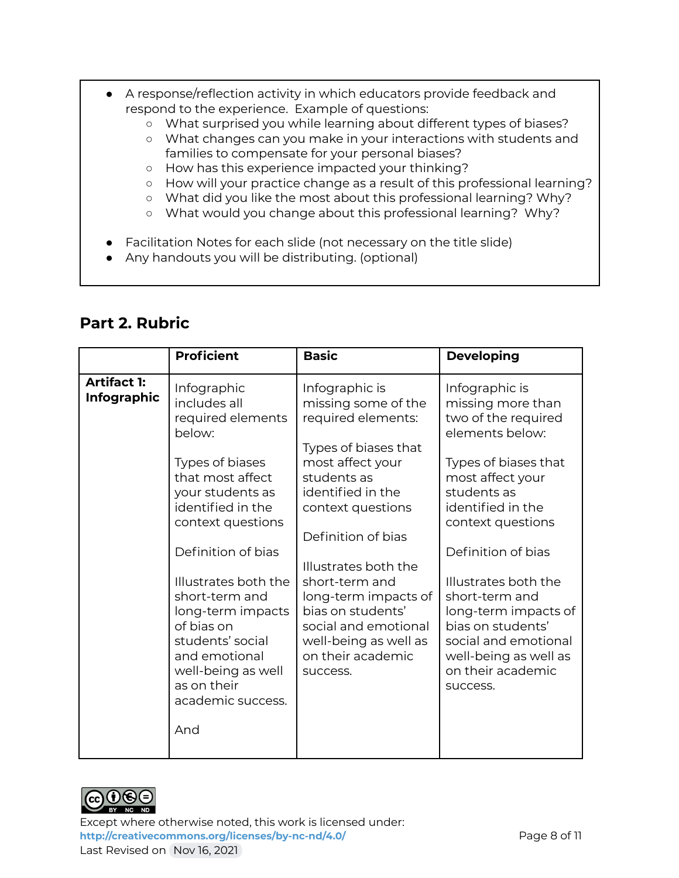- A response/reflection activity in which educators provide feedback and respond to the experience. Example of questions:
  - What surprised you while learning about different types of biases?
  - What changes can you make in your interactions with students and families to compensate for your personal biases?
  - How has this experience impacted your thinking?
  - How will your practice change as a result of this professional learning?
  - What did you like the most about this professional learning? Why?
  - What would you change about this professional learning? Why?

- Facilitation Notes for each slide (not necessary on the title slide)
- Any handouts you will be distributing. (optional)

## Part 2. Rubric

| | Proficient | Basic | Developing |
|---|---|---|---|
| **Artifact 1: Infographic** | Infographic includes all required elements below:<br><br>Types of biases that most affect your students as identified in the context questions<br><br>Definition of bias<br><br>Illustrates both the short-term and long-term impacts of bias on students' social and emotional well-being as well as on their academic success.<br><br>And | Infographic is missing some of the required elements:<br><br>Types of biases that most affect your students as identified in the context questions<br><br>Definition of bias<br><br>Illustrates both the short-term and long-term impacts of bias on students' social and emotional well-being as well as on their academic success. | Infographic is missing more than two of the required elements below:<br><br>Types of biases that most affect your students as identified in the context questions<br><br>Definition of bias<br><br>Illustrates both the short-term and long-term impacts of bias on students' social and emotional well-being as well as on their academic success. |

Except where otherwise noted, this work is licensed under:
http://creativecommons.org/licenses/by-nc-nd/4.0/
Last Revised on Nov 16, 2021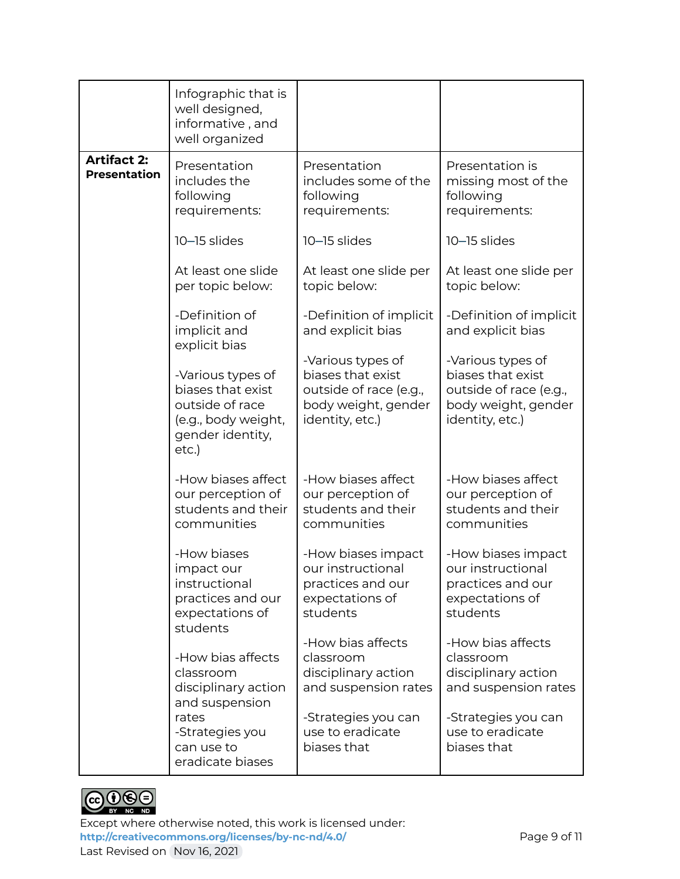| | | | |
|---|---|---|---|
| | Infographic that is well designed, informative , and well organized | | |
| **Artifact 2: Presentation** | Presentation includes the following requirements:<br><br>10–15 slides<br><br>At least one slide per topic below:<br><br>-Definition of implicit and explicit bias<br><br>-Various types of biases that exist outside of race (e.g., body weight, gender identity, etc.)<br><br>-How biases affect our perception of students and their communities<br><br>-How biases impact our instructional practices and our expectations of students<br><br>-How bias affects classroom disciplinary action and suspension rates<br>-Strategies you can use to eradicate biases | Presentation includes some of the following requirements:<br><br>10–15 slides<br><br>At least one slide per topic below:<br><br>-Definition of implicit and explicit bias<br><br>-Various types of biases that exist outside of race (e.g., body weight, gender identity, etc.)<br><br>-How biases affect our perception of students and their communities<br><br>-How biases impact our instructional practices and our expectations of students<br><br>-How bias affects classroom disciplinary action and suspension rates<br><br>-Strategies you can use to eradicate biases that | Presentation is missing most of the following requirements:<br><br>10–15 slides<br><br>At least one slide per topic below:<br><br>-Definition of implicit and explicit bias<br><br>-Various types of biases that exist outside of race (e.g., body weight, gender identity, etc.)<br><br>-How biases affect our perception of students and their communities<br><br>-How biases impact our instructional practices and our expectations of students<br><br>-How bias affects classroom disciplinary action and suspension rates<br><br>-Strategies you can use to eradicate biases that |

Except where otherwise noted, this work is licensed under:
http://creativecommons.org/licenses/by-nc-nd/4.0/
Last Revised on Nov 16, 2021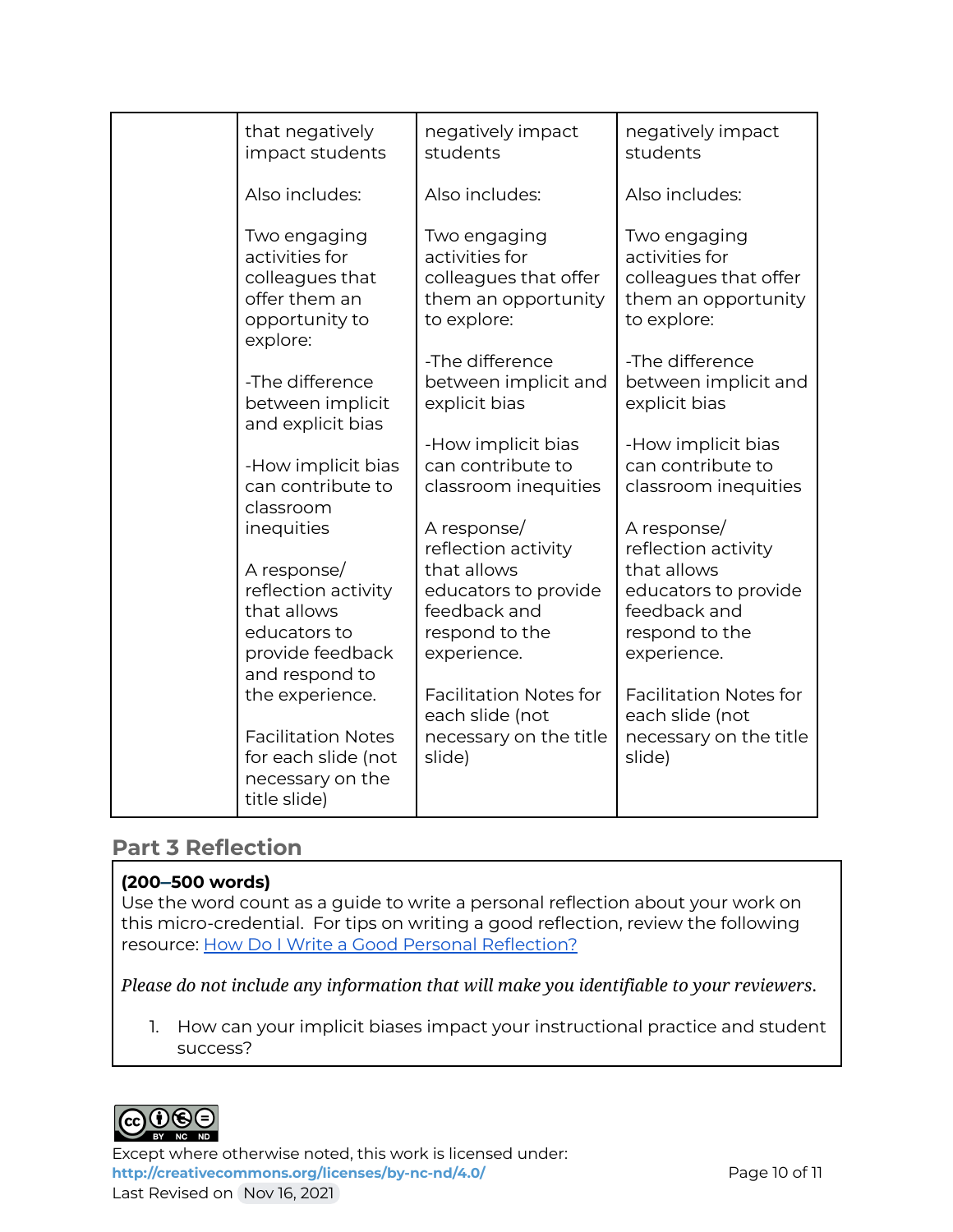| | | | |
|---|---|---|---|
| | that negatively impact students<br><br>Also includes:<br><br>Two engaging activities for colleagues that offer them an opportunity to explore:<br><br>-The difference between implicit and explicit bias<br><br>-How implicit bias can contribute to classroom inequities<br><br>A response/ reflection activity that allows educators to provide feedback and respond to the experience.<br><br>Facilitation Notes for each slide (not necessary on the title slide) | negatively impact students<br><br>Also includes:<br><br>Two engaging activities for colleagues that offer them an opportunity to explore:<br><br>-The difference between implicit and explicit bias<br><br>-How implicit bias can contribute to classroom inequities<br><br>A response/ reflection activity that allows educators to provide feedback and respond to the experience.<br><br>Facilitation Notes for each slide (not necessary on the title slide) | negatively impact students<br><br>Also includes:<br><br>Two engaging activities for colleagues that offer them an opportunity to explore:<br><br>-The difference between implicit and explicit bias<br><br>-How implicit bias can contribute to classroom inequities<br><br>A response/ reflection activity that allows educators to provide feedback and respond to the experience.<br><br>Facilitation Notes for each slide (not necessary on the title slide) |

## Part 3 Reflection

**(200–500 words)**
Use the word count as a guide to write a personal reflection about your work on this micro-credential. For tips on writing a good reflection, review the following resource: [How Do I Write a Good Personal Reflection?]()

*Please do not include any information that will make you identifiable to your reviewers.*

1. How can your implicit biases impact your instructional practice and student success?

Except where otherwise noted, this work is licensed under:
**http://creativecommons.org/licenses/by-nc-nd/4.0/**
Last Revised on Nov 16, 2021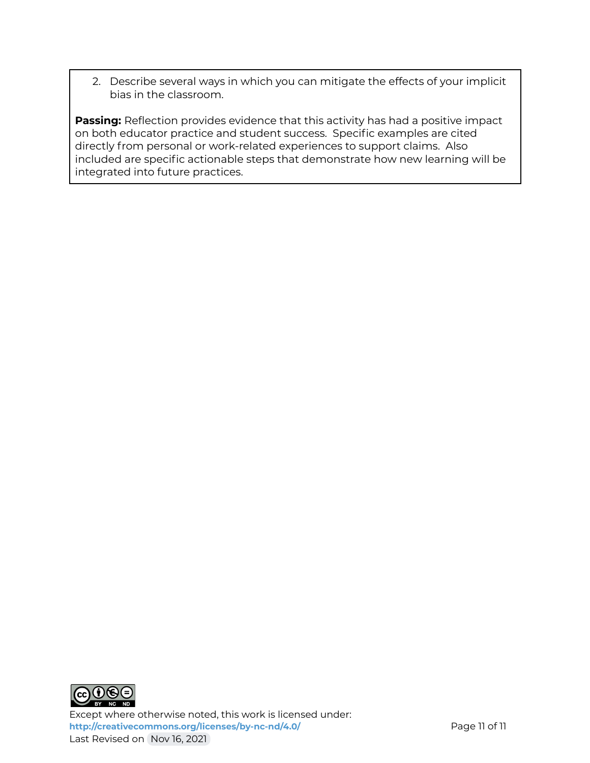2. Describe several ways in which you can mitigate the effects of your implicit bias in the classroom.

**Passing:** Reflection provides evidence that this activity has had a positive impact on both educator practice and student success. Specific examples are cited directly from personal or work-related experiences to support claims. Also included are specific actionable steps that demonstrate how new learning will be integrated into future practices.

Except where otherwise noted, this work is licensed under:
**http://creativecommons.org/licenses/by-nc-nd/4.0/**
Last Revised on Nov 16, 2021